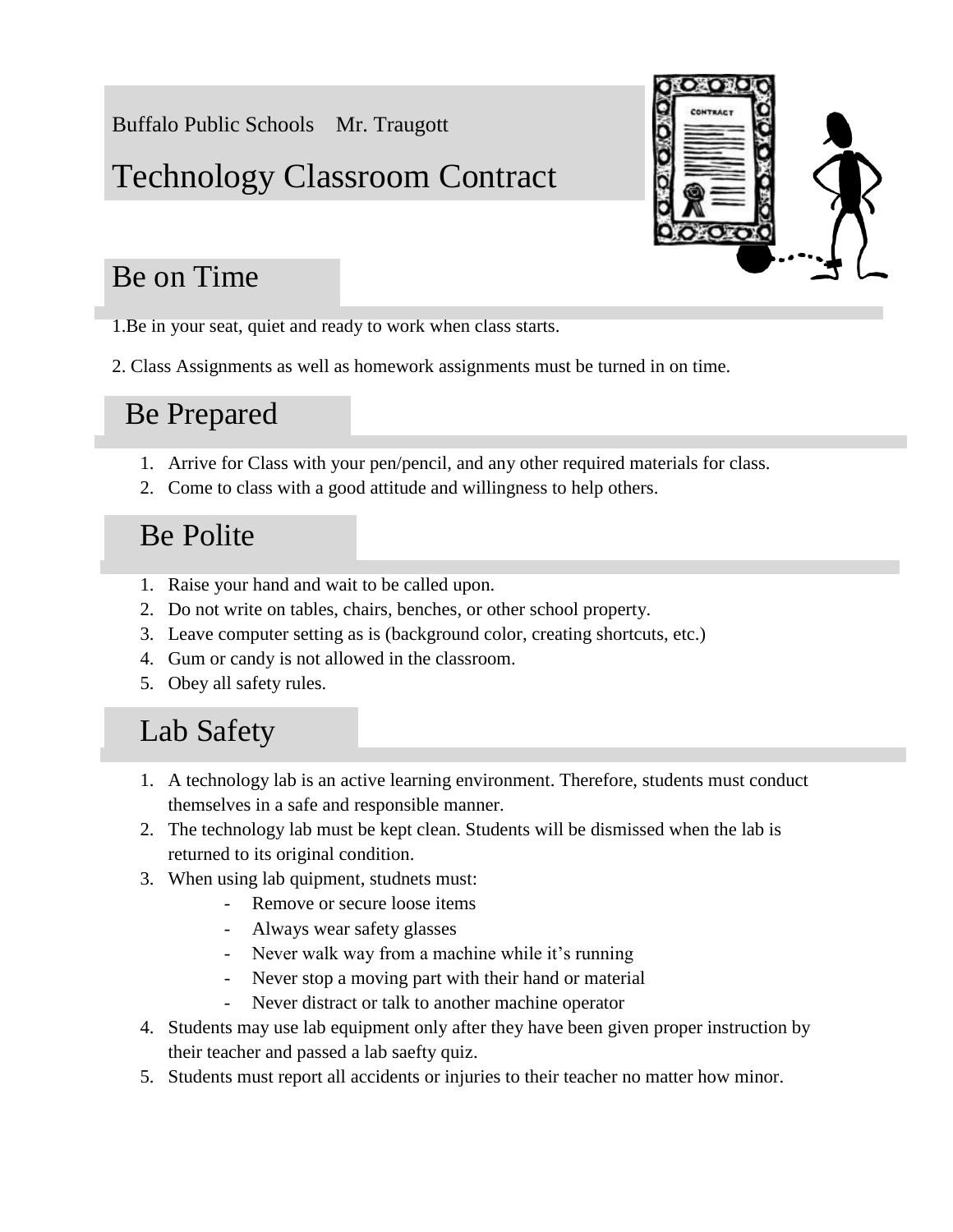Buffalo Public Schools    Mr. Traugott

# Technology Classroom Contract

## Be on Time

1.Be in your seat, quiet and ready to work when class starts.

2. Class Assignments as well as homework assignments must be turned in on time.

## Be Prepared

1. Arrive for Class with your pen/pencil, and any other required materials for class.
2. Come to class with a good attitude and willingness to help others.

## Be Polite

1. Raise your hand and wait to be called upon.
2. Do not write on tables, chairs, benches, or other school property.
3. Leave computer setting as is (background color, creating shortcuts, etc.)
4. Gum or candy is not allowed in the classroom.
5. Obey all safety rules.

## Lab Safety

1. A technology lab is an active learning environment. Therefore, students must conduct themselves in a safe and responsible manner.
2. The technology lab must be kept clean. Students will be dismissed when the lab is returned to its original condition.
3. When using lab quipment, studnets must:
    - Remove or secure loose items
    - Always wear safety glasses
    - Never walk way from a machine while it's running
    - Never stop a moving part with their hand or material
    - Never distract or talk to another machine operator
4. Students may use lab equipment only after they have been given proper instruction by their teacher and passed a lab saefty quiz.
5. Students must report all accidents or injuries to their teacher no matter how minor.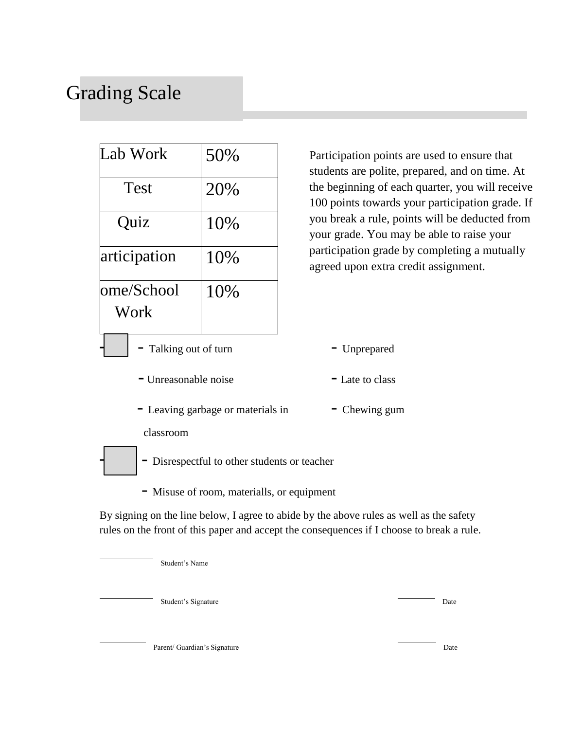# Grading Scale

| Lab Work | 50% |
|---|---|
| Test | 20% |
| Quiz | 10% |
| articipation | 10% |
| ome/School Work | 10% |

Participation points are used to ensure that students are polite, prepared, and on time. At the beginning of each quarter, you will receive 100 points towards your participation grade. If you break a rule, points will be deducted from your grade. You may be able to raise your participation grade by completing a mutually agreed upon extra credit assignment.

- Talking out of turn
- Unprepared
- Unreasonable noise
- Late to class
- Leaving garbage or materials in classroom
- Chewing gum

- Disrespectful to other students or teacher
- Misuse of room, materialls, or equipment

By signing on the line below, I agree to abide by the above rules as well as the safety rules on the front of this paper and accept the consequences if I choose to break a rule.

\_\_\_\_\_\_\_\_\_\_ Student's Name

\_\_\_\_\_\_\_\_\_\_ Student's Signature \_\_\_\_\_\_\_\_ Date

\_\_\_\_\_\_\_\_\_\_ Parent/ Guardian's Signature \_\_\_\_\_\_\_\_ Date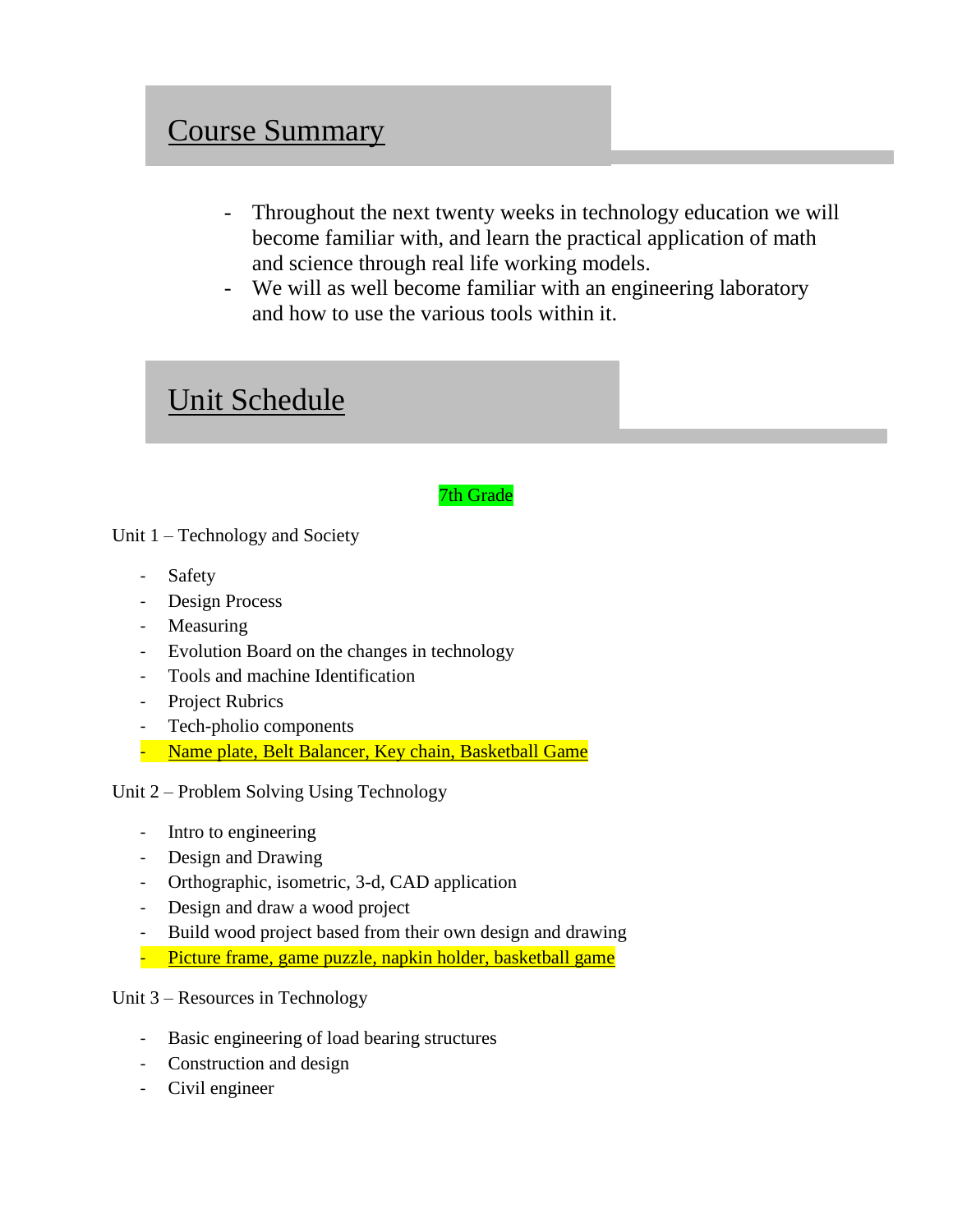## Course Summary

- Throughout the next twenty weeks in technology education we will become familiar with, and learn the practical application of math and science through real life working models.
- We will as well become familiar with an engineering laboratory and how to use the various tools within it.

## Unit Schedule

7th Grade

Unit 1 – Technology and Society

- Safety
- Design Process
- Measuring
- Evolution Board on the changes in technology
- Tools and machine Identification
- Project Rubrics
- Tech-pholio components
- Name plate, Belt Balancer, Key chain, Basketball Game

Unit 2 – Problem Solving Using Technology

- Intro to engineering
- Design and Drawing
- Orthographic, isometric, 3-d, CAD application
- Design and draw a wood project
- Build wood project based from their own design and drawing
- Picture frame, game puzzle, napkin holder, basketball game

Unit 3 – Resources in Technology

- Basic engineering of load bearing structures
- Construction and design
- Civil engineer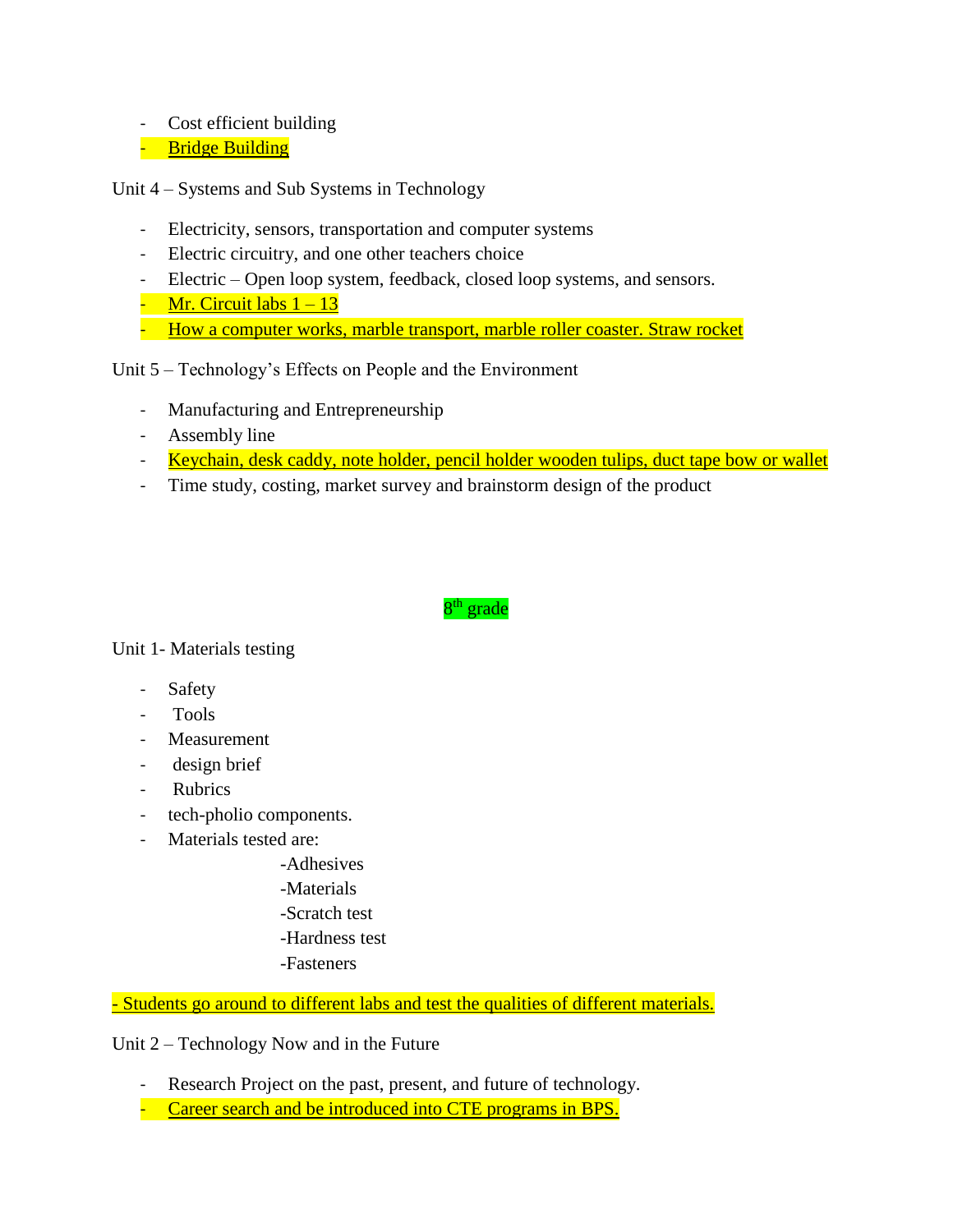- Cost efficient building
- Bridge Building

Unit 4 – Systems and Sub Systems in Technology

- Electricity, sensors, transportation and computer systems
- Electric circuitry, and one other teachers choice
- Electric – Open loop system, feedback, closed loop systems, and sensors.
- Mr. Circuit labs 1 – 13
- How a computer works, marble transport, marble roller coaster. Straw rocket

Unit 5 – Technology's Effects on People and the Environment

- Manufacturing and Entrepreneurship
- Assembly line
- Keychain, desk caddy, note holder, pencil holder wooden tulips, duct tape bow or wallet
- Time study, costing, market survey and brainstorm design of the product

## 8th grade

Unit 1- Materials testing

- Safety
- Tools
- Measurement
- design brief
- Rubrics
- tech-pholio components.
- Materials tested are:
  - -Adhesives
  - -Materials
  - -Scratch test
  - -Hardness test
  - -Fasteners

- Students go around to different labs and test the qualities of different materials.

Unit 2 – Technology Now and in the Future

- Research Project on the past, present, and future of technology.
- Career search and be introduced into CTE programs in BPS.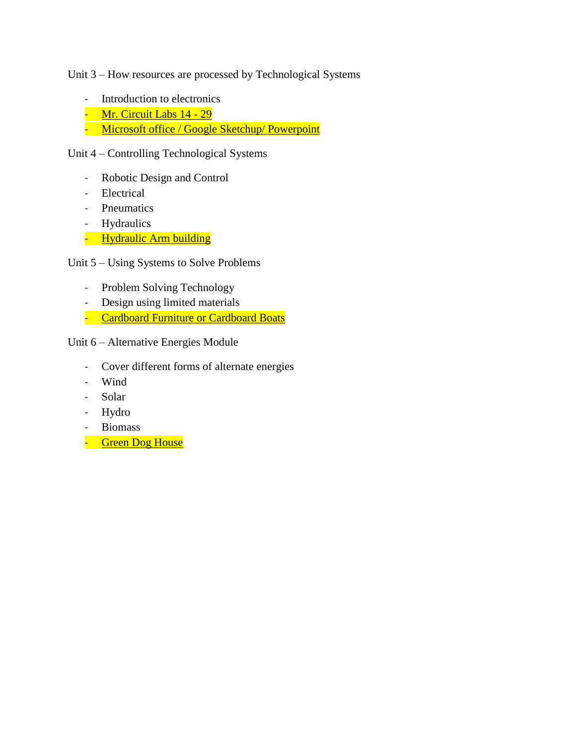Unit 3 – How resources are processed by Technological Systems

- Introduction to electronics
- Mr. Circuit Labs 14 - 29
- Microsoft office / Google Sketchup/ Powerpoint

Unit 4 – Controlling Technological Systems

- Robotic Design and Control
- Electrical
- Pneumatics
- Hydraulics
- Hydraulic Arm building

Unit 5 – Using Systems to Solve Problems

- Problem Solving Technology
- Design using limited materials
- Cardboard Furniture or Cardboard Boats

Unit 6 – Alternative Energies Module

- Cover different forms of alternate energies
- Wind
- Solar
- Hydro
- Biomass
- Green Dog House